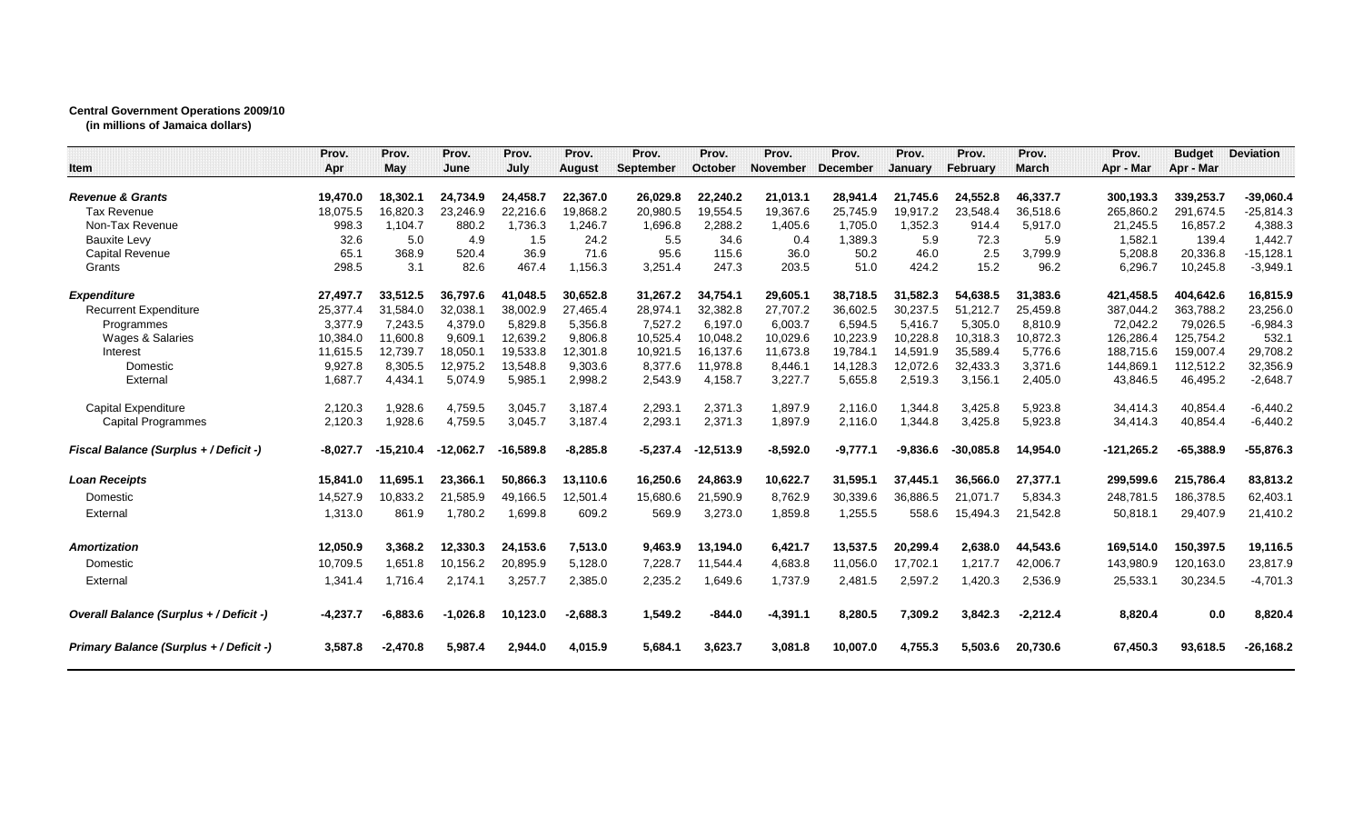**Central Government Operations 2009/10**
**(in millions of Jamaica dollars)**

| Item | Prov. Apr | Prov. May | Prov. June | Prov. July | Prov. August | Prov. September | Prov. October | Prov. November | Prov. December | Prov. January | Prov. February | Prov. March | Prov. Apr - Mar | Budget Apr - Mar | Deviation |
|---|---|---|---|---|---|---|---|---|---|---|---|---|---|---|---|
| ***Revenue & Grants*** | **19,470.0** | **18,302.1** | **24,734.9** | **24,458.7** | **22,367.0** | **26,029.8** | **22,240.2** | **21,013.1** | **28,941.4** | **21,745.6** | **24,552.8** | **46,337.7** | **300,193.3** | **339,253.7** | **-39,060.4** |
| Tax Revenue | 18,075.5 | 16,820.3 | 23,246.9 | 22,216.6 | 19,868.2 | 20,980.5 | 19,554.5 | 19,367.6 | 25,745.9 | 19,917.2 | 23,548.4 | 36,518.6 | 265,860.2 | 291,674.5 | -25,814.3 |
| Non-Tax Revenue | 998.3 | 1,104.7 | 880.2 | 1,736.3 | 1,246.7 | 1,696.8 | 2,288.2 | 1,405.6 | 1,705.0 | 1,352.3 | 914.4 | 5,917.0 | 21,245.5 | 16,857.2 | 4,388.3 |
| Bauxite Levy | 32.6 | 5.0 | 4.9 | 1.5 | 24.2 | 5.5 | 34.6 | 0.4 | 1,389.3 | 5.9 | 72.3 | 5.9 | 1,582.1 | 139.4 | 1,442.7 |
| Capital Revenue | 65.1 | 368.9 | 520.4 | 36.9 | 71.6 | 95.6 | 115.6 | 36.0 | 50.2 | 46.0 | 2.5 | 3,799.9 | 5,208.8 | 20,336.8 | -15,128.1 |
| Grants | 298.5 | 3.1 | 82.6 | 467.4 | 1,156.3 | 3,251.4 | 247.3 | 203.5 | 51.0 | 424.2 | 15.2 | 96.2 | 6,296.7 | 10,245.8 | -3,949.1 |
| ***Expenditure*** | **27,497.7** | **33,512.5** | **36,797.6** | **41,048.5** | **30,652.8** | **31,267.2** | **34,754.1** | **29,605.1** | **38,718.5** | **31,582.3** | **54,638.5** | **31,383.6** | **421,458.5** | **404,642.6** | **16,815.9** |
| Recurrent Expenditure | 25,377.4 | 31,584.0 | 32,038.1 | 38,002.9 | 27,465.4 | 28,974.1 | 32,382.8 | 27,707.2 | 36,602.5 | 30,237.5 | 51,212.7 | 25,459.8 | 387,044.2 | 363,788.2 | 23,256.0 |
| Programmes | 3,377.9 | 7,243.5 | 4,379.0 | 5,829.8 | 5,356.8 | 7,527.2 | 6,197.0 | 6,003.7 | 6,594.5 | 5,416.7 | 5,305.0 | 8,810.9 | 72,042.2 | 79,026.5 | -6,984.3 |
| Wages & Salaries | 10,384.0 | 11,600.8 | 9,609.1 | 12,639.2 | 9,806.8 | 10,525.4 | 10,048.2 | 10,029.6 | 10,223.9 | 10,228.8 | 10,318.3 | 10,872.3 | 126,286.4 | 125,754.2 | 532.1 |
| Interest | 11,615.5 | 12,739.7 | 18,050.1 | 19,533.8 | 12,301.8 | 10,921.5 | 16,137.6 | 11,673.8 | 19,784.1 | 14,591.9 | 35,589.4 | 5,776.6 | 188,715.6 | 159,007.4 | 29,708.2 |
| Domestic | 9,927.8 | 8,305.5 | 12,975.2 | 13,548.8 | 9,303.6 | 8,377.6 | 11,978.8 | 8,446.1 | 14,128.3 | 12,072.6 | 32,433.3 | 3,371.6 | 144,869.1 | 112,512.2 | 32,356.9 |
| External | 1,687.7 | 4,434.1 | 5,074.9 | 5,985.1 | 2,998.2 | 2,543.9 | 4,158.7 | 3,227.7 | 5,655.8 | 2,519.3 | 3,156.1 | 2,405.0 | 43,846.5 | 46,495.2 | -2,648.7 |
| Capital Expenditure | 2,120.3 | 1,928.6 | 4,759.5 | 3,045.7 | 3,187.4 | 2,293.1 | 2,371.3 | 1,897.9 | 2,116.0 | 1,344.8 | 3,425.8 | 5,923.8 | 34,414.3 | 40,854.4 | -6,440.2 |
| Capital Programmes | 2,120.3 | 1,928.6 | 4,759.5 | 3,045.7 | 3,187.4 | 2,293.1 | 2,371.3 | 1,897.9 | 2,116.0 | 1,344.8 | 3,425.8 | 5,923.8 | 34,414.3 | 40,854.4 | -6,440.2 |
| ***Fiscal Balance (Surplus + / Deficit -)*** | **-8,027.7** | **-15,210.4** | **-12,062.7** | **-16,589.8** | **-8,285.8** | **-5,237.4** | **-12,513.9** | **-8,592.0** | **-9,777.1** | **-9,836.6** | **-30,085.8** | **14,954.0** | **-121,265.2** | **-65,388.9** | **-55,876.3** |
| ***Loan Receipts*** | **15,841.0** | **11,695.1** | **23,366.1** | **50,866.3** | **13,110.6** | **16,250.6** | **24,863.9** | **10,622.7** | **31,595.1** | **37,445.1** | **36,566.0** | **27,377.1** | **299,599.6** | **215,786.4** | **83,813.2** |
| Domestic | 14,527.9 | 10,833.2 | 21,585.9 | 49,166.5 | 12,501.4 | 15,680.6 | 21,590.9 | 8,762.9 | 30,339.6 | 36,886.5 | 21,071.7 | 5,834.3 | 248,781.5 | 186,378.5 | 62,403.1 |
| External | 1,313.0 | 861.9 | 1,780.2 | 1,699.8 | 609.2 | 569.9 | 3,273.0 | 1,859.8 | 1,255.5 | 558.6 | 15,494.3 | 21,542.8 | 50,818.1 | 29,407.9 | 21,410.2 |
| ***Amortization*** | **12,050.9** | **3,368.2** | **12,330.3** | **24,153.6** | **7,513.0** | **9,463.9** | **13,194.0** | **6,421.7** | **13,537.5** | **20,299.4** | **2,638.0** | **44,543.6** | **169,514.0** | **150,397.5** | **19,116.5** |
| Domestic | 10,709.5 | 1,651.8 | 10,156.2 | 20,895.9 | 5,128.0 | 7,228.7 | 11,544.4 | 4,683.8 | 11,056.0 | 17,702.1 | 1,217.7 | 42,006.7 | 143,980.9 | 120,163.0 | 23,817.9 |
| External | 1,341.4 | 1,716.4 | 2,174.1 | 3,257.7 | 2,385.0 | 2,235.2 | 1,649.6 | 1,737.9 | 2,481.5 | 2,597.2 | 1,420.3 | 2,536.9 | 25,533.1 | 30,234.5 | -4,701.3 |
| ***Overall Balance (Surplus + / Deficit -)*** | **-4,237.7** | **-6,883.6** | **-1,026.8** | **10,123.0** | **-2,688.3** | **1,549.2** | **-844.0** | **-4,391.1** | **8,280.5** | **7,309.2** | **3,842.3** | **-2,212.4** | **8,820.4** | **0.0** | **8,820.4** |
| ***Primary Balance (Surplus + / Deficit -)*** | **3,587.8** | **-2,470.8** | **5,987.4** | **2,944.0** | **4,015.9** | **5,684.1** | **3,623.7** | **3,081.8** | **10,007.0** | **4,755.3** | **5,503.6** | **20,730.6** | **67,450.3** | **93,618.5** | **-26,168.2** |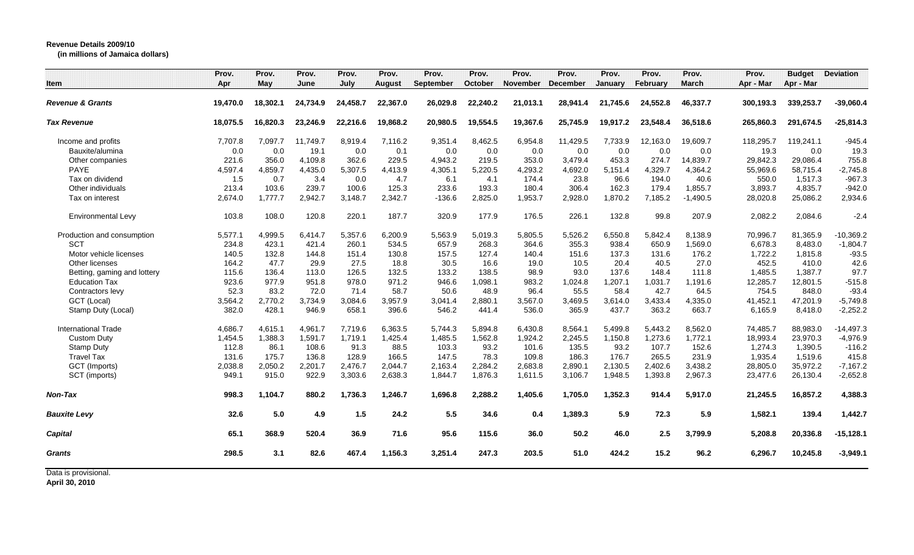**Revenue Details 2009/10**
**(in millions of Jamaica dollars)**

| Item | Prov. Apr | Prov. May | Prov. June | Prov. July | Prov. August | Prov. September | Prov. October | Prov. November | Prov. December | Prov. January | Prov. February | Prov. March | Prov. Apr - Mar | Budget Apr - Mar | Deviation |
|---|---|---|---|---|---|---|---|---|---|---|---|---|---|---|---|
| ***Revenue & Grants*** | **19,470.0** | **18,302.1** | **24,734.9** | **24,458.7** | **22,367.0** | **26,029.8** | **22,240.2** | **21,013.1** | **28,941.4** | **21,745.6** | **24,552.8** | **46,337.7** | **300,193.3** | **339,253.7** | **-39,060.4** |
| ***Tax Revenue*** | **18,075.5** | **16,820.3** | **23,246.9** | **22,216.6** | **19,868.2** | **20,980.5** | **19,554.5** | **19,367.6** | **25,745.9** | **19,917.2** | **23,548.4** | **36,518.6** | **265,860.3** | **291,674.5** | **-25,814.3** |
| Income and profits | 7,707.8 | 7,097.7 | 11,749.7 | 8,919.4 | 7,116.2 | 9,351.4 | 8,462.5 | 6,954.8 | 11,429.5 | 7,733.9 | 12,163.0 | 19,609.7 | 118,295.7 | 119,241.1 | -945.4 |
| Bauxite/alumina | 0.0 | 0.0 | 19.1 | 0.0 | 0.1 | 0.0 | 0.0 | 0.0 | 0.0 | 0.0 | 0.0 | 0.0 | 19.3 | 0.0 | 19.3 |
| Other companies | 221.6 | 356.0 | 4,109.8 | 362.6 | 229.5 | 4,943.2 | 219.5 | 353.0 | 3,479.4 | 453.3 | 274.7 | 14,839.7 | 29,842.3 | 29,086.4 | 755.8 |
| PAYE | 4,597.4 | 4,859.7 | 4,435.0 | 5,307.5 | 4,413.9 | 4,305.1 | 5,220.5 | 4,293.2 | 4,692.0 | 5,151.4 | 4,329.7 | 4,364.2 | 55,969.6 | 58,715.4 | -2,745.8 |
| Tax on dividend | 1.5 | 0.7 | 3.4 | 0.0 | 4.7 | 6.1 | 4.1 | 174.4 | 23.8 | 96.6 | 194.0 | 40.6 | 550.0 | 1,517.3 | -967.3 |
| Other individuals | 213.4 | 103.6 | 239.7 | 100.6 | 125.3 | 233.6 | 193.3 | 180.4 | 306.4 | 162.3 | 179.4 | 1,855.7 | 3,893.7 | 4,835.7 | -942.0 |
| Tax on interest | 2,674.0 | 1,777.7 | 2,942.7 | 3,148.7 | 2,342.7 | -136.6 | 2,825.0 | 1,953.7 | 2,928.0 | 1,870.2 | 7,185.2 | -1,490.5 | 28,020.8 | 25,086.2 | 2,934.6 |
| Environmental Levy | 103.8 | 108.0 | 120.8 | 220.1 | 187.7 | 320.9 | 177.9 | 176.5 | 226.1 | 132.8 | 99.8 | 207.9 | 2,082.2 | 2,084.6 | -2.4 |
| Production and consumption | 5,577.1 | 4,999.5 | 6,414.7 | 5,357.6 | 6,200.9 | 5,563.9 | 5,019.3 | 5,805.5 | 5,526.2 | 6,550.8 | 5,842.4 | 8,138.9 | 70,996.7 | 81,365.9 | -10,369.2 |
| SCT | 234.8 | 423.1 | 421.4 | 260.1 | 534.5 | 657.9 | 268.3 | 364.6 | 355.3 | 938.4 | 650.9 | 1,569.0 | 6,678.3 | 8,483.0 | -1,804.7 |
| Motor vehicle licenses | 140.5 | 132.8 | 144.8 | 151.4 | 130.8 | 157.5 | 127.4 | 140.4 | 151.6 | 137.3 | 131.6 | 176.2 | 1,722.2 | 1,815.8 | -93.5 |
| Other licenses | 164.2 | 47.7 | 29.9 | 27.5 | 18.8 | 30.5 | 16.6 | 19.0 | 10.5 | 20.4 | 40.5 | 27.0 | 452.5 | 410.0 | 42.6 |
| Betting, gaming and lottery | 115.6 | 136.4 | 113.0 | 126.5 | 132.5 | 133.2 | 138.5 | 98.9 | 93.0 | 137.6 | 148.4 | 111.8 | 1,485.5 | 1,387.7 | 97.7 |
| Education Tax | 923.6 | 977.9 | 951.8 | 978.0 | 971.2 | 946.6 | 1,098.1 | 983.2 | 1,024.8 | 1,207.1 | 1,031.7 | 1,191.6 | 12,285.7 | 12,801.5 | -515.8 |
| Contractors levy | 52.3 | 83.2 | 72.0 | 71.4 | 58.7 | 50.6 | 48.9 | 96.4 | 55.5 | 58.4 | 42.7 | 64.5 | 754.5 | 848.0 | -93.4 |
| GCT (Local) | 3,564.2 | 2,770.2 | 3,734.9 | 3,084.6 | 3,957.9 | 3,041.4 | 2,880.1 | 3,567.0 | 3,469.5 | 3,614.0 | 3,433.4 | 4,335.0 | 41,452.1 | 47,201.9 | -5,749.8 |
| Stamp Duty (Local) | 382.0 | 428.1 | 946.9 | 658.1 | 396.6 | 546.2 | 441.4 | 536.0 | 365.9 | 437.7 | 363.2 | 663.7 | 6,165.9 | 8,418.0 | -2,252.2 |
| International Trade | 4,686.7 | 4,615.1 | 4,961.7 | 7,719.6 | 6,363.5 | 5,744.3 | 5,894.8 | 6,430.8 | 8,564.1 | 5,499.8 | 5,443.2 | 8,562.0 | 74,485.7 | 88,983.0 | -14,497.3 |
| Custom Duty | 1,454.5 | 1,388.3 | 1,591.7 | 1,719.1 | 1,425.4 | 1,485.5 | 1,562.8 | 1,924.2 | 2,245.5 | 1,150.8 | 1,273.6 | 1,772.1 | 18,993.4 | 23,970.3 | -4,976.9 |
| Stamp Duty | 112.8 | 86.1 | 108.6 | 91.3 | 88.5 | 103.3 | 93.2 | 101.6 | 135.5 | 93.2 | 107.7 | 152.6 | 1,274.3 | 1,390.5 | -116.2 |
| Travel Tax | 131.6 | 175.7 | 136.8 | 128.9 | 166.5 | 147.5 | 78.3 | 109.8 | 186.3 | 176.7 | 265.5 | 231.9 | 1,935.4 | 1,519.6 | 415.8 |
| GCT (Imports) | 2,038.8 | 2,050.2 | 2,201.7 | 2,476.7 | 2,044.7 | 2,163.4 | 2,284.2 | 2,683.8 | 2,890.1 | 2,130.5 | 2,402.6 | 3,438.2 | 28,805.0 | 35,972.2 | -7,167.2 |
| SCT (imports) | 949.1 | 915.0 | 922.9 | 3,303.6 | 2,638.3 | 1,844.7 | 1,876.3 | 1,611.5 | 3,106.7 | 1,948.5 | 1,393.8 | 2,967.3 | 23,477.6 | 26,130.4 | -2,652.8 |
| ***Non-Tax*** | **998.3** | **1,104.7** | **880.2** | **1,736.3** | **1,246.7** | **1,696.8** | **2,288.2** | **1,405.6** | **1,705.0** | **1,352.3** | **914.4** | **5,917.0** | **21,245.5** | **16,857.2** | **4,388.3** |
| ***Bauxite Levy*** | **32.6** | **5.0** | **4.9** | **1.5** | **24.2** | **5.5** | **34.6** | **0.4** | **1,389.3** | **5.9** | **72.3** | **5.9** | **1,582.1** | **139.4** | **1,442.7** |
| ***Capital*** | **65.1** | **368.9** | **520.4** | **36.9** | **71.6** | **95.6** | **115.6** | **36.0** | **50.2** | **46.0** | **2.5** | **3,799.9** | **5,208.8** | **20,336.8** | **-15,128.1** |
| ***Grants*** | **298.5** | **3.1** | **82.6** | **467.4** | **1,156.3** | **3,251.4** | **247.3** | **203.5** | **51.0** | **424.2** | **15.2** | **96.2** | **6,296.7** | **10,245.8** | **-3,949.1** |

Data is provisional.

**April 30, 2010**